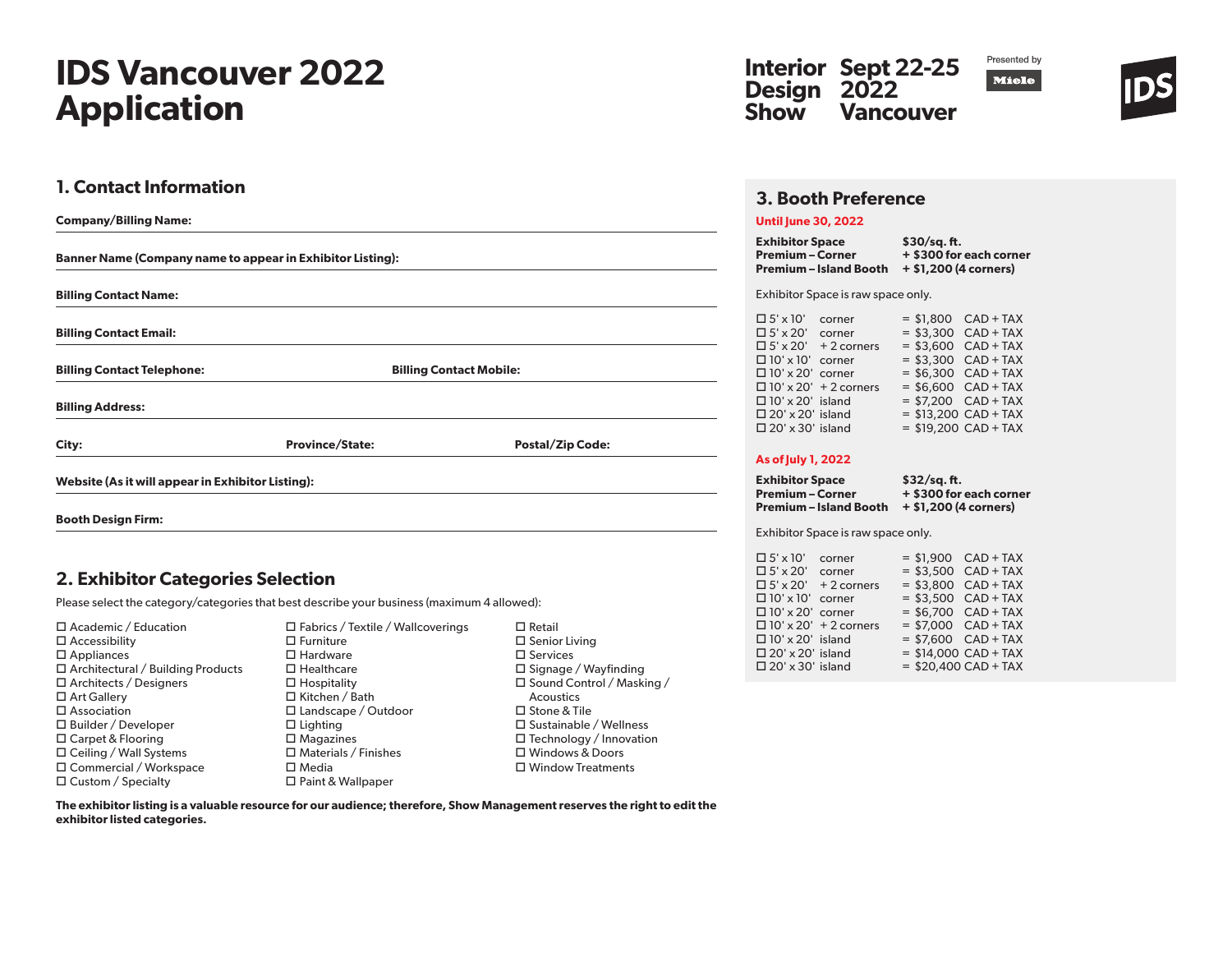# IDS Vancouver 2022 Application

Interior Design Show
Sept 22-25 2022 Vancouver

Presented by Miele

IDS

## 1. Contact Information

**Company/Billing Name:**

**Banner Name (Company name to appear in Exhibitor Listing):**

**Billing Contact Name:**

**Billing Contact Email:**

**Billing Contact Telephone:** **Billing Contact Mobile:**

**Billing Address:**

**City:** **Province/State:** **Postal/Zip Code:**

**Website (As it will appear in Exhibitor Listing):**

**Booth Design Firm:**

## 2. Exhibitor Categories Selection

Please select the category/categories that best describe your business (maximum 4 allowed):

- ☐ Academic / Education
- ☐ Accessibility
- ☐ Appliances
- ☐ Architectural / Building Products
- ☐ Architects / Designers
- ☐ Art Gallery
- ☐ Association
- ☐ Builder / Developer
- ☐ Carpet & Flooring
- ☐ Ceiling / Wall Systems
- ☐ Commercial / Workspace
- ☐ Custom / Specialty
- ☐ Fabrics / Textile / Wallcoverings
- ☐ Furniture
- ☐ Hardware
- ☐ Healthcare
- ☐ Hospitality
- ☐ Kitchen / Bath
- ☐ Landscape / Outdoor
- ☐ Lighting
- ☐ Magazines
- ☐ Materials / Finishes
- ☐ Media
- ☐ Paint & Wallpaper
- ☐ Retail
- ☐ Senior Living
- ☐ Services
- ☐ Signage / Wayfinding
- ☐ Sound Control / Masking / Acoustics
- ☐ Stone & Tile
- ☐ Sustainable / Wellness
- ☐ Technology / Innovation
- ☐ Windows & Doors
- ☐ Window Treatments

**The exhibitor listing is a valuable resource for our audience; therefore, Show Management reserves the right to edit the exhibitor listed categories.**

## 3. Booth Preference

**Until June 30, 2022**

**Exhibitor Space** **$30/sq. ft.**
**Premium – Corner** **+ $300 for each corner**
**Premium – Island Booth** **+ $1,200 (4 corners)**

Exhibitor Space is raw space only.

| Size | Type | Price |
|---|---|---|
| ☐ 5' x 10' | corner | = $1,800 CAD + TAX |
| ☐ 5' x 20' | corner | = $3,300 CAD + TAX |
| ☐ 5' x 20' | + 2 corners | = $3,600 CAD + TAX |
| ☐ 10' x 10' | corner | = $3,300 CAD + TAX |
| ☐ 10' x 20' | corner | = $6,300 CAD + TAX |
| ☐ 10' x 20' | + 2 corners | = $6,600 CAD + TAX |
| ☐ 10' x 20' | island | = $7,200 CAD + TAX |
| ☐ 20' x 20' | island | = $13,200 CAD + TAX |
| ☐ 20' x 30' | island | = $19,200 CAD + TAX |

**As of July 1, 2022**

**Exhibitor Space** **$32/sq. ft.**
**Premium – Corner** **+ $300 for each corner**
**Premium – Island Booth** **+ $1,200 (4 corners)**

Exhibitor Space is raw space only.

| Size | Type | Price |
|---|---|---|
| ☐ 5' x 10' | corner | = $1,900 CAD + TAX |
| ☐ 5' x 20' | corner | = $3,500 CAD + TAX |
| ☐ 5' x 20' | + 2 corners | = $3,800 CAD + TAX |
| ☐ 10' x 10' | corner | = $3,500 CAD + TAX |
| ☐ 10' x 20' | corner | = $6,700 CAD + TAX |
| ☐ 10' x 20' | + 2 corners | = $7,000 CAD + TAX |
| ☐ 10' x 20' | island | = $7,600 CAD + TAX |
| ☐ 20' x 20' | island | = $14,000 CAD + TAX |
| ☐ 20' x 30' | island | = $20,400 CAD + TAX |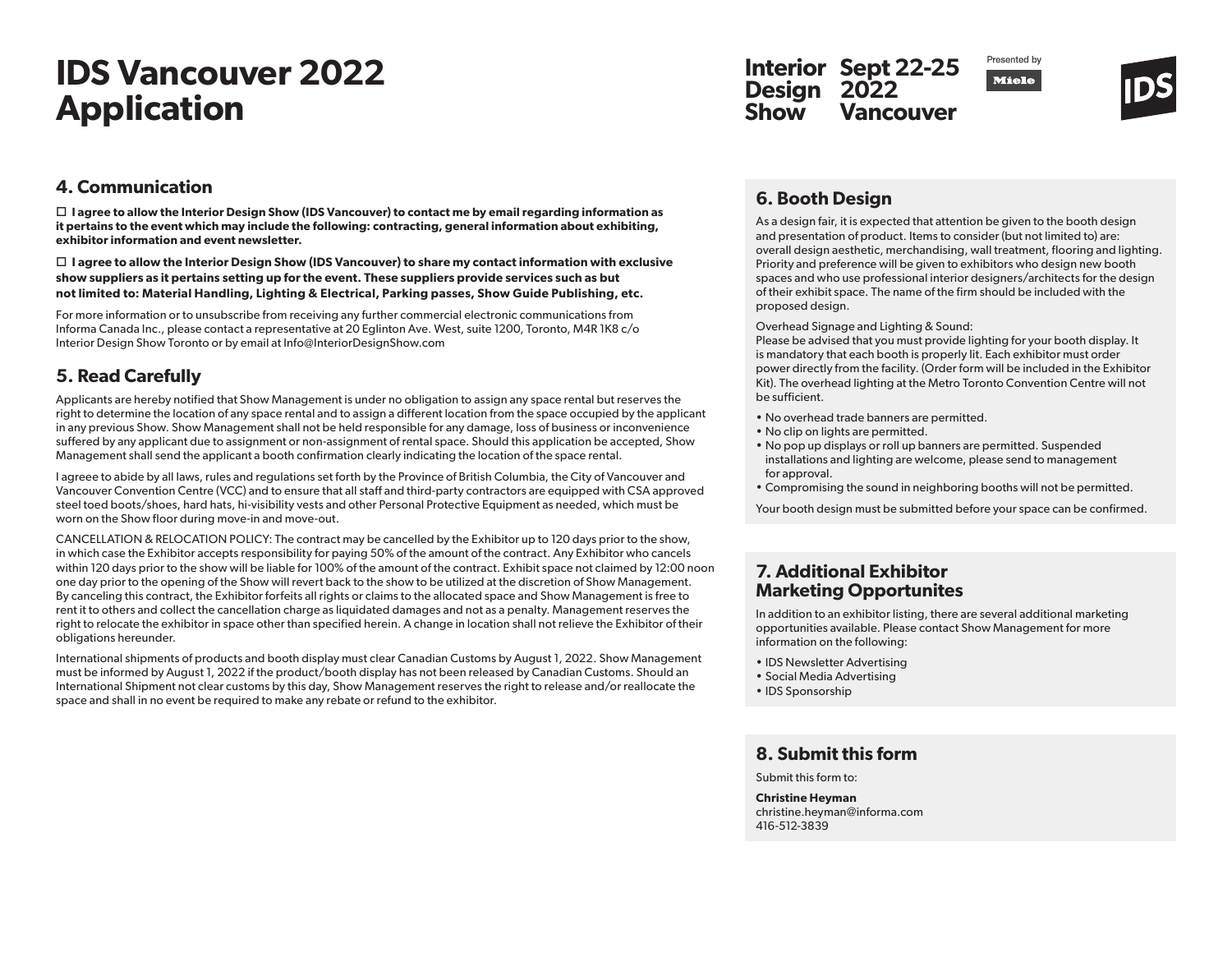# IDS Vancouver 2022 Application

Interior Design Show Sept 22-25 2022 Vancouver

Presented by Miele

## 4. Communication

☐ **I agree to allow the Interior Design Show (IDS Vancouver) to contact me by email regarding information as it pertains to the event which may include the following: contracting, general information about exhibiting, exhibitor information and event newsletter.**

☐ **I agree to allow the Interior Design Show (IDS Vancouver) to share my contact information with exclusive show suppliers as it pertains setting up for the event. These suppliers provide services such as but not limited to: Material Handling, Lighting & Electrical, Parking passes, Show Guide Publishing, etc.**

For more information or to unsubscribe from receiving any further commercial electronic communications from Informa Canada Inc., please contact a representative at 20 Eglinton Ave. West, suite 1200, Toronto, M4R 1K8 c/o Interior Design Show Toronto or by email at Info@InteriorDesignShow.com

## 5. Read Carefully

Applicants are hereby notified that Show Management is under no obligation to assign any space rental but reserves the right to determine the location of any space rental and to assign a different location from the space occupied by the applicant in any previous Show. Show Management shall not be held responsible for any damage, loss of business or inconvenience suffered by any applicant due to assignment or non-assignment of rental space. Should this application be accepted, Show Management shall send the applicant a booth confirmation clearly indicating the location of the space rental.

I agreee to abide by all laws, rules and regulations set forth by the Province of British Columbia, the City of Vancouver and Vancouver Convention Centre (VCC) and to ensure that all staff and third-party contractors are equipped with CSA approved steel toed boots/shoes, hard hats, hi-visibility vests and other Personal Protective Equipment as needed, which must be worn on the Show floor during move-in and move-out.

CANCELLATION & RELOCATION POLICY: The contract may be cancelled by the Exhibitor up to 120 days prior to the show, in which case the Exhibitor accepts responsibility for paying 50% of the amount of the contract. Any Exhibitor who cancels within 120 days prior to the show will be liable for 100% of the amount of the contract. Exhibit space not claimed by 12:00 noon one day prior to the opening of the Show will revert back to the show to be utilized at the discretion of Show Management. By canceling this contract, the Exhibitor forfeits all rights or claims to the allocated space and Show Management is free to rent it to others and collect the cancellation charge as liquidated damages and not as a penalty. Management reserves the right to relocate the exhibitor in space other than specified herein. A change in location shall not relieve the Exhibitor of their obligations hereunder.

International shipments of products and booth display must clear Canadian Customs by August 1, 2022. Show Management must be informed by August 1, 2022 if the product/booth display has not been released by Canadian Customs. Should an International Shipment not clear customs by this day, Show Management reserves the right to release and/or reallocate the space and shall in no event be required to make any rebate or refund to the exhibitor.

## 6. Booth Design

As a design fair, it is expected that attention be given to the booth design and presentation of product. Items to consider (but not limited to) are: overall design aesthetic, merchandising, wall treatment, flooring and lighting. Priority and preference will be given to exhibitors who design new booth spaces and who use professional interior designers/architects for the design of their exhibit space. The name of the firm should be included with the proposed design.

Overhead Signage and Lighting & Sound:
Please be advised that you must provide lighting for your booth display. It is mandatory that each booth is properly lit. Each exhibitor must order power directly from the facility. (Order form will be included in the Exhibitor Kit). The overhead lighting at the Metro Toronto Convention Centre will not be sufficient.

- No overhead trade banners are permitted.
- No clip on lights are permitted.
- No pop up displays or roll up banners are permitted. Suspended installations and lighting are welcome, please send to management for approval.
- Compromising the sound in neighboring booths will not be permitted.

Your booth design must be submitted before your space can be confirmed.

## 7. Additional Exhibitor Marketing Opportunites

In addition to an exhibitor listing, there are several additional marketing opportunities available. Please contact Show Management for more information on the following:

- IDS Newsletter Advertising
- Social Media Advertising
- IDS Sponsorship

## 8. Submit this form

Submit this form to:

**Christine Heyman**
christine.heyman@informa.com
416-512-3839